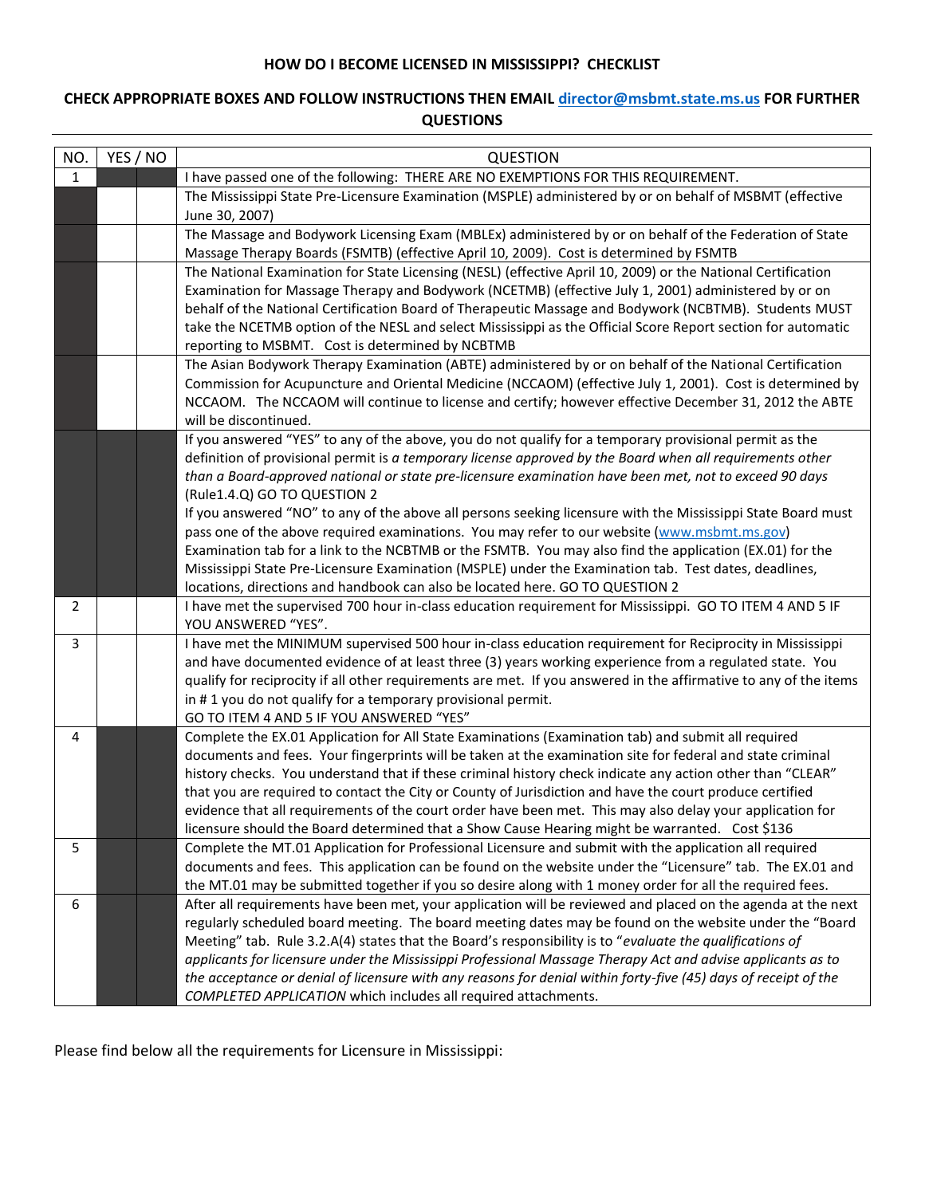**HOW DO I BECOME LICENSED IN MISSISSIPPI? CHECKLIST**

**CHECK APPROPRIATE BOXES AND FOLLOW INSTRUCTIONS THEN EMAIL [director@msbmt.state.ms.us](mailto:director@msbmt.state.ms.us) FOR FURTHER QUESTIONS**

| NO. | YES | NO | QUESTION |
|---|---|---|---|
| 1 | | | I have passed one of the following: THERE ARE NO EXEMPTIONS FOR THIS REQUIREMENT. |
| | | | The Mississippi State Pre-Licensure Examination (MSPLE) administered by or on behalf of MSBMT (effective June 30, 2007) |
| | | | The Massage and Bodywork Licensing Exam (MBLEx) administered by or on behalf of the Federation of State Massage Therapy Boards (FSMTB) (effective April 10, 2009). Cost is determined by FSMTB |
| | | | The National Examination for State Licensing (NESL) (effective April 10, 2009) or the National Certification Examination for Massage Therapy and Bodywork (NCETMB) (effective July 1, 2001) administered by or on behalf of the National Certification Board of Therapeutic Massage and Bodywork (NCBTMB). Students MUST take the NCETMB option of the NESL and select Mississippi as the Official Score Report section for automatic reporting to MSBMT. Cost is determined by NCBTMB |
| | | | The Asian Bodywork Therapy Examination (ABTE) administered by or on behalf of the National Certification Commission for Acupuncture and Oriental Medicine (NCCAOM) (effective July 1, 2001). Cost is determined by NCCAOM. The NCCAOM will continue to license and certify; however effective December 31, 2012 the ABTE will be discontinued. |
| | | | If you answered "YES" to any of the above, you do not qualify for a temporary provisional permit as the definition of provisional permit is *a temporary license approved by the Board when all requirements other than a Board-approved national or state pre-licensure examination have been met, not to exceed 90 days* (Rule1.4.Q) GO TO QUESTION 2<br>If you answered "NO" to any of the above all persons seeking licensure with the Mississippi State Board must pass one of the above required examinations. You may refer to our website ([www.msbmt.ms.gov](http://www.msbmt.ms.gov)) Examination tab for a link to the NCBTMB or the FSMTB. You may also find the application (EX.01) for the Mississippi State Pre-Licensure Examination (MSPLE) under the Examination tab. Test dates, deadlines, locations, directions and handbook can also be located here. GO TO QUESTION 2 |
| 2 | | | I have met the supervised 700 hour in-class education requirement for Mississippi. GO TO ITEM 4 AND 5 IF YOU ANSWERED "YES". |
| 3 | | | I have met the MINIMUM supervised 500 hour in-class education requirement for Reciprocity in Mississippi and have documented evidence of at least three (3) years working experience from a regulated state. You qualify for reciprocity if all other requirements are met. If you answered in the affirmative to any of the items in # 1 you do not qualify for a temporary provisional permit.<br>GO TO ITEM 4 AND 5 IF YOU ANSWERED "YES" |
| 4 | | | Complete the EX.01 Application for All State Examinations (Examination tab) and submit all required documents and fees. Your fingerprints will be taken at the examination site for federal and state criminal history checks. You understand that if these criminal history check indicate any action other than "CLEAR" that you are required to contact the City or County of Jurisdiction and have the court produce certified evidence that all requirements of the court order have been met. This may also delay your application for licensure should the Board determined that a Show Cause Hearing might be warranted. Cost $136 |
| 5 | | | Complete the MT.01 Application for Professional Licensure and submit with the application all required documents and fees. This application can be found on the website under the "Licensure" tab. The EX.01 and the MT.01 may be submitted together if you so desire along with 1 money order for all the required fees. |
| 6 | | | After all requirements have been met, your application will be reviewed and placed on the agenda at the next regularly scheduled board meeting. The board meeting dates may be found on the website under the "Board Meeting" tab. Rule 3.2.A(4) states that the Board's responsibility is to "*evaluate the qualifications of applicants for licensure under the Mississippi Professional Massage Therapy Act and advise applicants as to the acceptance or denial of licensure with any reasons for denial within forty-five (45) days of receipt of the COMPLETED APPLICATION* which includes all required attachments. |

Please find below all the requirements for Licensure in Mississippi: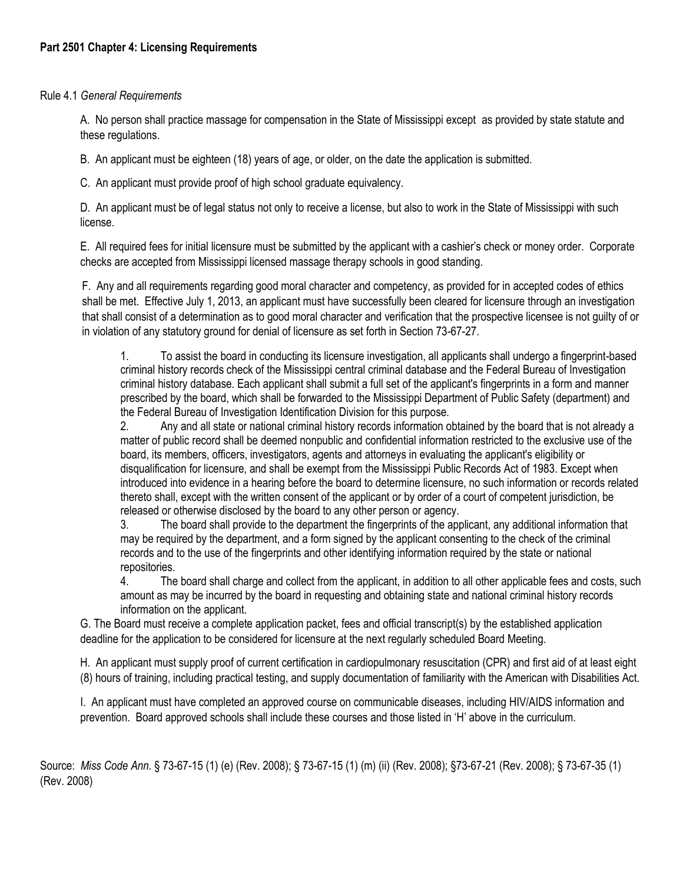**Part 2501 Chapter 4: Licensing Requirements**

Rule 4.1 *General Requirements*

A. No person shall practice massage for compensation in the State of Mississippi except as provided by state statute and these regulations.

B. An applicant must be eighteen (18) years of age, or older, on the date the application is submitted.

C. An applicant must provide proof of high school graduate equivalency.

D. An applicant must be of legal status not only to receive a license, but also to work in the State of Mississippi with such license.

E. All required fees for initial licensure must be submitted by the applicant with a cashier's check or money order. Corporate checks are accepted from Mississippi licensed massage therapy schools in good standing.

F. Any and all requirements regarding good moral character and competency, as provided for in accepted codes of ethics shall be met. Effective July 1, 2013, an applicant must have successfully been cleared for licensure through an investigation that shall consist of a determination as to good moral character and verification that the prospective licensee is not guilty of or in violation of any statutory ground for denial of licensure as set forth in Section 73-67-27.

1. To assist the board in conducting its licensure investigation, all applicants shall undergo a fingerprint-based criminal history records check of the Mississippi central criminal database and the Federal Bureau of Investigation criminal history database. Each applicant shall submit a full set of the applicant's fingerprints in a form and manner prescribed by the board, which shall be forwarded to the Mississippi Department of Public Safety (department) and the Federal Bureau of Investigation Identification Division for this purpose.
2. Any and all state or national criminal history records information obtained by the board that is not already a matter of public record shall be deemed nonpublic and confidential information restricted to the exclusive use of the board, its members, officers, investigators, agents and attorneys in evaluating the applicant's eligibility or disqualification for licensure, and shall be exempt from the Mississippi Public Records Act of 1983. Except when introduced into evidence in a hearing before the board to determine licensure, no such information or records related thereto shall, except with the written consent of the applicant or by order of a court of competent jurisdiction, be released or otherwise disclosed by the board to any other person or agency.
3. The board shall provide to the department the fingerprints of the applicant, any additional information that may be required by the department, and a form signed by the applicant consenting to the check of the criminal records and to the use of the fingerprints and other identifying information required by the state or national repositories.
4. The board shall charge and collect from the applicant, in addition to all other applicable fees and costs, such amount as may be incurred by the board in requesting and obtaining state and national criminal history records information on the applicant.

G. The Board must receive a complete application packet, fees and official transcript(s) by the established application deadline for the application to be considered for licensure at the next regularly scheduled Board Meeting.

H. An applicant must supply proof of current certification in cardiopulmonary resuscitation (CPR) and first aid of at least eight (8) hours of training, including practical testing, and supply documentation of familiarity with the American with Disabilities Act.

I. An applicant must have completed an approved course on communicable diseases, including HIV/AIDS information and prevention. Board approved schools shall include these courses and those listed in 'H' above in the curriculum.

Source: *Miss Code Ann.* § 73-67-15 (1) (e) (Rev. 2008); § 73-67-15 (1) (m) (ii) (Rev. 2008); §73-67-21 (Rev. 2008); § 73-67-35 (1) (Rev. 2008)